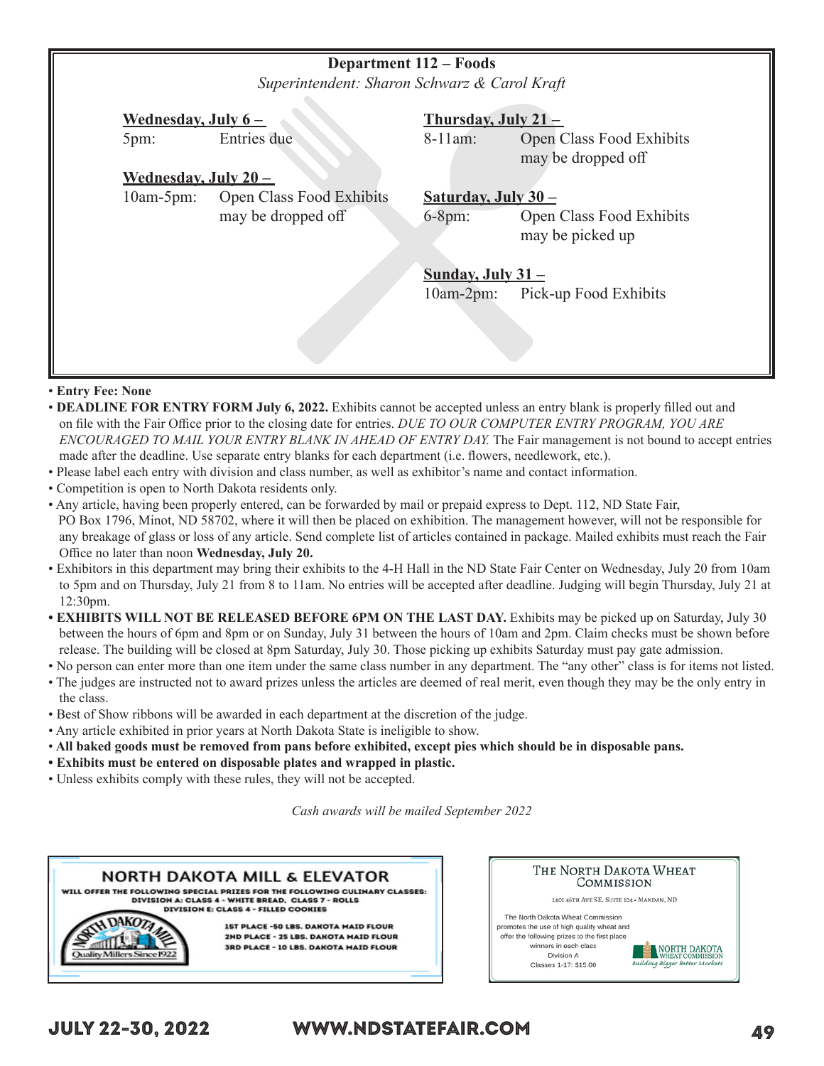## Department 112 – Foods

*Superintendent: Sharon Schwarz & Carol Kraft*

**Wednesday, July 6 –**
5pm: Entries due

**Wednesday, July 20 –**
10am-5pm: Open Class Food Exhibits may be dropped off

**Thursday, July 21 –**
8-11am: Open Class Food Exhibits may be dropped off

**Saturday, July 30 –**
6-8pm: Open Class Food Exhibits may be picked up

**Sunday, July 31 –**
10am-2pm: Pick-up Food Exhibits

- **Entry Fee: None**
- **DEADLINE FOR ENTRY FORM July 6, 2022.** Exhibits cannot be accepted unless an entry blank is properly filled out and on file with the Fair Office prior to the closing date for entries. *DUE TO OUR COMPUTER ENTRY PROGRAM, YOU ARE ENCOURAGED TO MAIL YOUR ENTRY BLANK IN AHEAD OF ENTRY DAY.* The Fair management is not bound to accept entries made after the deadline. Use separate entry blanks for each department (i.e. flowers, needlework, etc.).
- Please label each entry with division and class number, as well as exhibitor's name and contact information.
- Competition is open to North Dakota residents only.
- Any article, having been properly entered, can be forwarded by mail or prepaid express to Dept. 112, ND State Fair, PO Box 1796, Minot, ND 58702, where it will then be placed on exhibition. The management however, will not be responsible for any breakage of glass or loss of any article. Send complete list of articles contained in package. Mailed exhibits must reach the Fair Office no later than noon **Wednesday, July 20.**
- Exhibitors in this department may bring their exhibits to the 4-H Hall in the ND State Fair Center on Wednesday, July 20 from 10am to 5pm and on Thursday, July 21 from 8 to 11am. No entries will be accepted after deadline. Judging will begin Thursday, July 21 at 12:30pm.
- **EXHIBITS WILL NOT BE RELEASED BEFORE 6PM ON THE LAST DAY.** Exhibits may be picked up on Saturday, July 30 between the hours of 6pm and 8pm or on Sunday, July 31 between the hours of 10am and 2pm. Claim checks must be shown before release. The building will be closed at 8pm Saturday, July 30. Those picking up exhibits Saturday must pay gate admission.
- No person can enter more than one item under the same class number in any department. The "any other" class is for items not listed.
- The judges are instructed not to award prizes unless the articles are deemed of real merit, even though they may be the only entry in the class.
- Best of Show ribbons will be awarded in each department at the discretion of the judge.
- Any article exhibited in prior years at North Dakota State is ineligible to show.
- **All baked goods must be removed from pans before exhibited, except pies which should be in disposable pans.**
- **Exhibits must be entered on disposable plates and wrapped in plastic.**
- Unless exhibits comply with these rules, they will not be accepted.

*Cash awards will be mailed September 2022*

**NORTH DAKOTA MILL & ELEVATOR**

WILL OFFER THE FOLLOWING SPECIAL PRIZES FOR THE FOLLOWING CULINARY CLASSES:
DIVISION A: CLASS 4 - WHITE BREAD, CLASS 7 - ROLLS
DIVISION E: CLASS 4 - FILLED COOKIES

1ST PLACE - 50 LBS. DAKOTA MAID FLOUR
2ND PLACE - 25 LBS. DAKOTA MAID FLOUR
3RD PLACE - 10 LBS. DAKOTA MAID FLOUR

NORTH DAKOTA MILL — Quality Millers Since 1922

**THE NORTH DAKOTA WHEAT COMMISSION**

2401 46th Ave SE, Suite 104 • Mandan, ND

The North Dakota Wheat Commission promotes the use of high quality wheat and offer the following prizes to the first place winners in each class
Division A
Classes 1-17: $15.00

NORTH DAKOTA WHEAT COMMISSION — *Building Bigger Better Markets*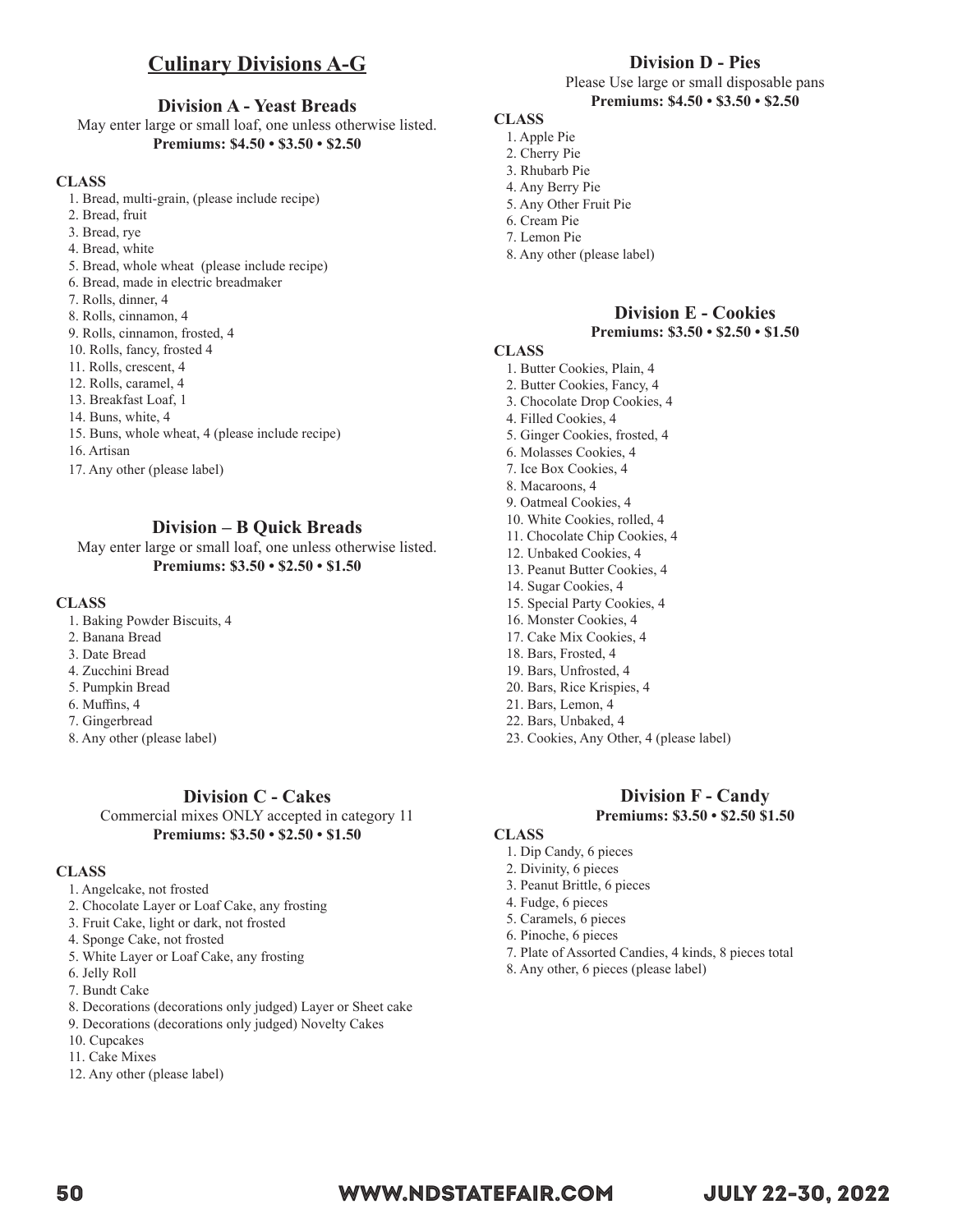# Culinary Divisions A-G

## Division A - Yeast Breads

May enter large or small loaf, one unless otherwise listed.

**Premiums: $4.50 • $3.50 • $2.50**

**CLASS**

1. Bread, multi-grain, (please include recipe)
2. Bread, fruit
3. Bread, rye
4. Bread, white
5. Bread, whole wheat (please include recipe)
6. Bread, made in electric breadmaker
7. Rolls, dinner, 4
8. Rolls, cinnamon, 4
9. Rolls, cinnamon, frosted, 4
10. Rolls, fancy, frosted 4
11. Rolls, crescent, 4
12. Rolls, caramel, 4
13. Breakfast Loaf, 1
14. Buns, white, 4
15. Buns, whole wheat, 4 (please include recipe)
16. Artisan
17. Any other (please label)

## Division – B Quick Breads

May enter large or small loaf, one unless otherwise listed.

**Premiums: $3.50 • $2.50 • $1.50**

**CLASS**

1. Baking Powder Biscuits, 4
2. Banana Bread
3. Date Bread
4. Zucchini Bread
5. Pumpkin Bread
6. Muffins, 4
7. Gingerbread
8. Any other (please label)

## Division C - Cakes

Commercial mixes ONLY accepted in category 11

**Premiums: $3.50 • $2.50 • $1.50**

**CLASS**

1. Angelcake, not frosted
2. Chocolate Layer or Loaf Cake, any frosting
3. Fruit Cake, light or dark, not frosted
4. Sponge Cake, not frosted
5. White Layer or Loaf Cake, any frosting
6. Jelly Roll
7. Bundt Cake
8. Decorations (decorations only judged) Layer or Sheet cake
9. Decorations (decorations only judged) Novelty Cakes
10. Cupcakes
11. Cake Mixes
12. Any other (please label)

## Division D - Pies

Please Use large or small disposable pans

**Premiums: $4.50 • $3.50 • $2.50**

**CLASS**

1. Apple Pie
2. Cherry Pie
3. Rhubarb Pie
4. Any Berry Pie
5. Any Other Fruit Pie
6. Cream Pie
7. Lemon Pie
8. Any other (please label)

## Division E - Cookies

**Premiums: $3.50 • $2.50 • $1.50**

**CLASS**

1. Butter Cookies, Plain, 4
2. Butter Cookies, Fancy, 4
3. Chocolate Drop Cookies, 4
4. Filled Cookies, 4
5. Ginger Cookies, frosted, 4
6. Molasses Cookies, 4
7. Ice Box Cookies, 4
8. Macaroons, 4
9. Oatmeal Cookies, 4
10. White Cookies, rolled, 4
11. Chocolate Chip Cookies, 4
12. Unbaked Cookies, 4
13. Peanut Butter Cookies, 4
14. Sugar Cookies, 4
15. Special Party Cookies, 4
16. Monster Cookies, 4
17. Cake Mix Cookies, 4
18. Bars, Frosted, 4
19. Bars, Unfrosted, 4
20. Bars, Rice Krispies, 4
21. Bars, Lemon, 4
22. Bars, Unbaked, 4
23. Cookies, Any Other, 4 (please label)

## Division F - Candy

**Premiums: $3.50 • $2.50 $1.50**

**CLASS**

1. Dip Candy, 6 pieces
2. Divinity, 6 pieces
3. Peanut Brittle, 6 pieces
4. Fudge, 6 pieces
5. Caramels, 6 pieces
6. Pinoche, 6 pieces
7. Plate of Assorted Candies, 4 kinds, 8 pieces total
8. Any other, 6 pieces (please label)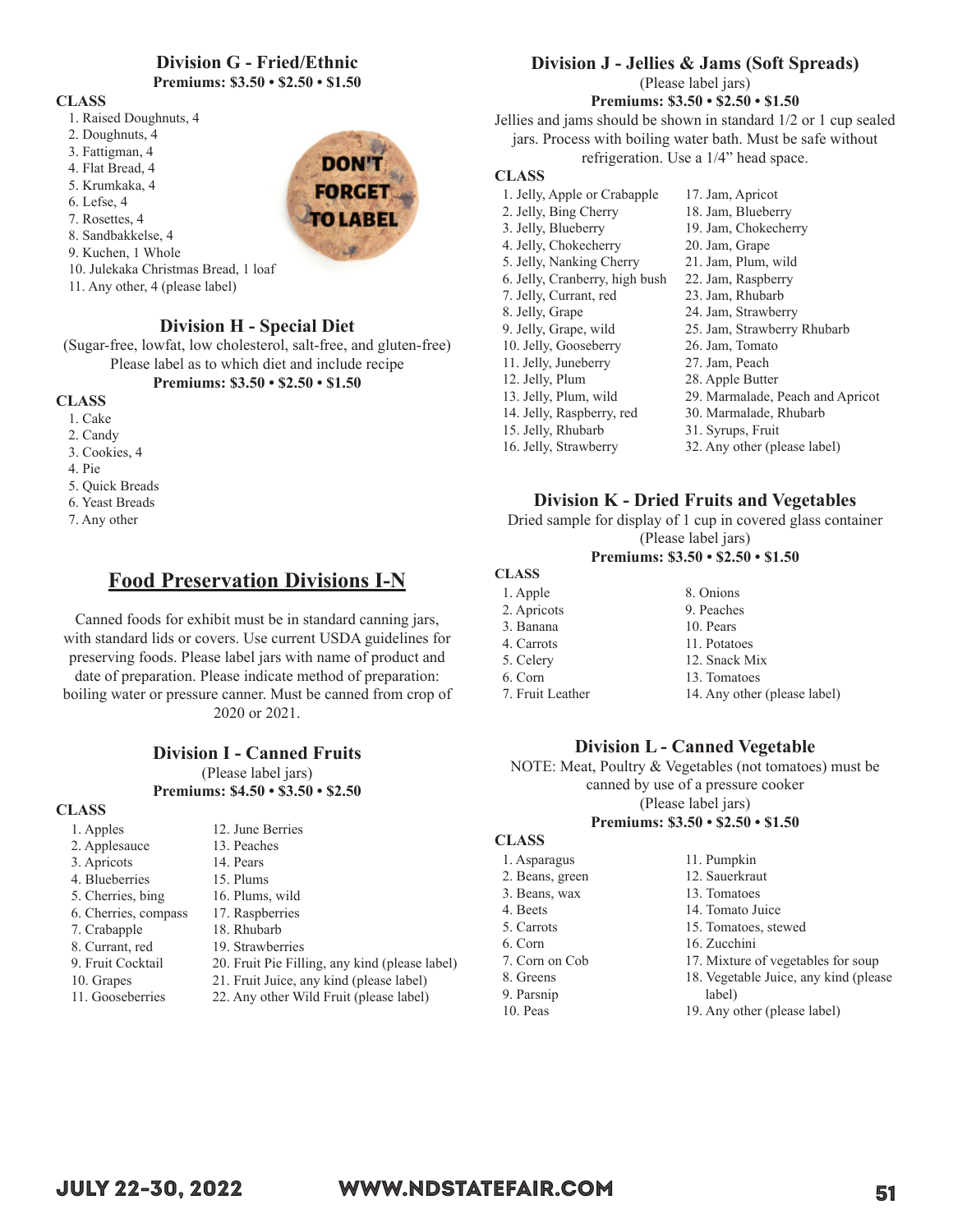## Division G - Fried/Ethnic

**Premiums: $3.50 • $2.50 • $1.50**

**CLASS**

1. Raised Doughnuts, 4
2. Doughnuts, 4
3. Fattigman, 4
4. Flat Bread, 4
5. Krumkaka, 4
6. Lefse, 4
7. Rosettes, 4
8. Sandbakkelse, 4
9. Kuchen, 1 Whole
10. Julekaka Christmas Bread, 1 loaf
11. Any other, 4 (please label)

DON'T FORGET TO LABEL

## Division H - Special Diet

(Sugar-free, lowfat, low cholesterol, salt-free, and gluten-free)
Please label as to which diet and include recipe

**Premiums: $3.50 • $2.50 • $1.50**

**CLASS**

1. Cake
2. Candy
3. Cookies, 4
4. Pie
5. Quick Breads
6. Yeast Breads
7. Any other

# Food Preservation Divisions I-N

Canned foods for exhibit must be in standard canning jars, with standard lids or covers. Use current USDA guidelines for preserving foods. Please label jars with name of product and date of preparation. Please indicate method of preparation: boiling water or pressure canner. Must be canned from crop of 2020 or 2021.

## Division I - Canned Fruits

(Please label jars)

**Premiums: $4.50 • $3.50 • $2.50**

**CLASS**

1. Apples
2. Applesauce
3. Apricots
4. Blueberries
5. Cherries, bing
6. Cherries, compass
7. Crabapple
8. Currant, red
9. Fruit Cocktail
10. Grapes
11. Gooseberries
12. June Berries
13. Peaches
14. Pears
15. Plums
16. Plums, wild
17. Raspberries
18. Rhubarb
19. Strawberries
20. Fruit Pie Filling, any kind (please label)
21. Fruit Juice, any kind (please label)
22. Any other Wild Fruit (please label)

## Division J - Jellies & Jams (Soft Spreads)

(Please label jars)

**Premiums: $3.50 • $2.50 • $1.50**

Jellies and jams should be shown in standard 1/2 or 1 cup sealed jars. Process with boiling water bath. Must be safe without refrigeration. Use a 1/4" head space.

**CLASS**

1. Jelly, Apple or Crabapple
2. Jelly, Bing Cherry
3. Jelly, Blueberry
4. Jelly, Chokecherry
5. Jelly, Nanking Cherry
6. Jelly, Cranberry, high bush
7. Jelly, Currant, red
8. Jelly, Grape
9. Jelly, Grape, wild
10. Jelly, Gooseberry
11. Jelly, Juneberry
12. Jelly, Plum
13. Jelly, Plum, wild
14. Jelly, Raspberry, red
15. Jelly, Rhubarb
16. Jelly, Strawberry
17. Jam, Apricot
18. Jam, Blueberry
19. Jam, Chokecherry
20. Jam, Grape
21. Jam, Plum, wild
22. Jam, Raspberry
23. Jam, Rhubarb
24. Jam, Strawberry
25. Jam, Strawberry Rhubarb
26. Jam, Tomato
27. Jam, Peach
28. Apple Butter
29. Marmalade, Peach and Apricot
30. Marmalade, Rhubarb
31. Syrups, Fruit
32. Any other (please label)

## Division K - Dried Fruits and Vegetables

Dried sample for display of 1 cup in covered glass container
(Please label jars)

**Premiums: $3.50 • $2.50 • $1.50**

**CLASS**

1. Apple
2. Apricots
3. Banana
4. Carrots
5. Celery
6. Corn
7. Fruit Leather
8. Onions
9. Peaches
10. Pears
11. Potatoes
12. Snack Mix
13. Tomatoes
14. Any other (please label)

## Division L - Canned Vegetable

NOTE: Meat, Poultry & Vegetables (not tomatoes) must be canned by use of a pressure cooker
(Please label jars)

**Premiums: $3.50 • $2.50 • $1.50**

**CLASS**

1. Asparagus
2. Beans, green
3. Beans, wax
4. Beets
5. Carrots
6. Corn
7. Corn on Cob
8. Greens
9. Parsnip
10. Peas
11. Pumpkin
12. Sauerkraut
13. Tomatoes
14. Tomato Juice
15. Tomatoes, stewed
16. Zucchini
17. Mixture of vegetables for soup
18. Vegetable Juice, any kind (please label)
19. Any other (please label)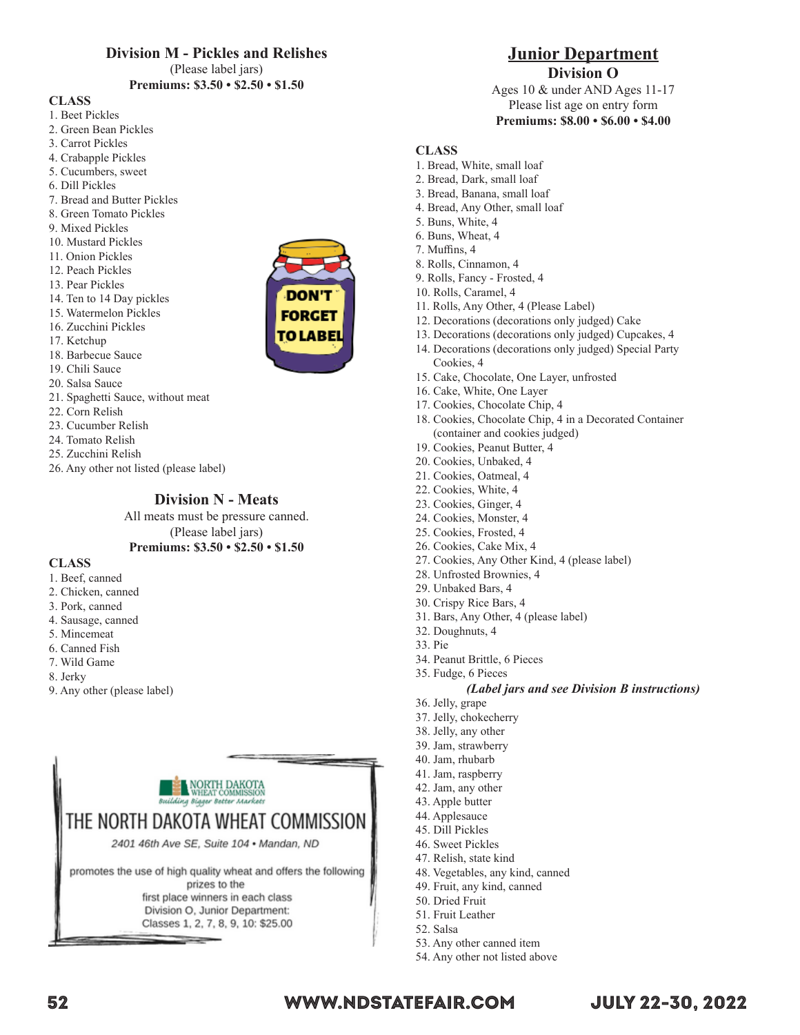## Division M - Pickles and Relishes

(Please label jars)

**Premiums: $3.50 • $2.50 • $1.50**

**CLASS**

1. Beet Pickles
2. Green Bean Pickles
3. Carrot Pickles
4. Crabapple Pickles
5. Cucumbers, sweet
6. Dill Pickles
7. Bread and Butter Pickles
8. Green Tomato Pickles
9. Mixed Pickles
10. Mustard Pickles
11. Onion Pickles
12. Peach Pickles
13. Pear Pickles
14. Ten to 14 Day pickles
15. Watermelon Pickles
16. Zucchini Pickles
17. Ketchup
18. Barbecue Sauce
19. Chili Sauce
20. Salsa Sauce
21. Spaghetti Sauce, without meat
22. Corn Relish
23. Cucumber Relish
24. Tomato Relish
25. Zucchini Relish
26. Any other not listed (please label)

DON'T FORGET TO LABEL

## Division N - Meats

All meats must be pressure canned.

(Please label jars)

**Premiums: $3.50 • $2.50 • $1.50**

**CLASS**

1. Beef, canned
2. Chicken, canned
3. Pork, canned
4. Sausage, canned
5. Mincemeat
6. Canned Fish
7. Wild Game
8. Jerky
9. Any other (please label)

NORTH DAKOTA WHEAT COMMISSION
*Building Bigger Better Markets*

THE NORTH DAKOTA WHEAT COMMISSION

2401 46th Ave SE, Suite 104 • Mandan, ND

promotes the use of high quality wheat and offers the following prizes to the first place winners in each class Division O, Junior Department: Classes 1, 2, 7, 8, 9, 10: $25.00

# Junior Department

## Division O

Ages 10 & under AND Ages 11-17

Please list age on entry form

**Premiums: $8.00 • $6.00 • $4.00**

**CLASS**

1. Bread, White, small loaf
2. Bread, Dark, small loaf
3. Bread, Banana, small loaf
4. Bread, Any Other, small loaf
5. Buns, White, 4
6. Buns, Wheat, 4
7. Muffins, 4
8. Rolls, Cinnamon, 4
9. Rolls, Fancy - Frosted, 4
10. Rolls, Caramel, 4
11. Rolls, Any Other, 4 (Please Label)
12. Decorations (decorations only judged) Cake
13. Decorations (decorations only judged) Cupcakes, 4
14. Decorations (decorations only judged) Special Party Cookies, 4
15. Cake, Chocolate, One Layer, unfrosted
16. Cake, White, One Layer
17. Cookies, Chocolate Chip, 4
18. Cookies, Chocolate Chip, 4 in a Decorated Container (container and cookies judged)
19. Cookies, Peanut Butter, 4
20. Cookies, Unbaked, 4
21. Cookies, Oatmeal, 4
22. Cookies, White, 4
23. Cookies, Ginger, 4
24. Cookies, Monster, 4
25. Cookies, Frosted, 4
26. Cookies, Cake Mix, 4
27. Cookies, Any Other Kind, 4 (please label)
28. Unfrosted Brownies, 4
29. Unbaked Bars, 4
30. Crispy Rice Bars, 4
31. Bars, Any Other, 4 (please label)
32. Doughnuts, 4
33. Pie
34. Peanut Brittle, 6 Pieces
35. Fudge, 6 Pieces

***(Label jars and see Division B instructions)***

36. Jelly, grape
37. Jelly, chokecherry
38. Jelly, any other
39. Jam, strawberry
40. Jam, rhubarb
41. Jam, raspberry
42. Jam, any other
43. Apple butter
44. Applesauce
45. Dill Pickles
46. Sweet Pickles
47. Relish, state kind
48. Vegetables, any kind, canned
49. Fruit, any kind, canned
50. Dried Fruit
51. Fruit Leather
52. Salsa
53. Any other canned item
54. Any other not listed above